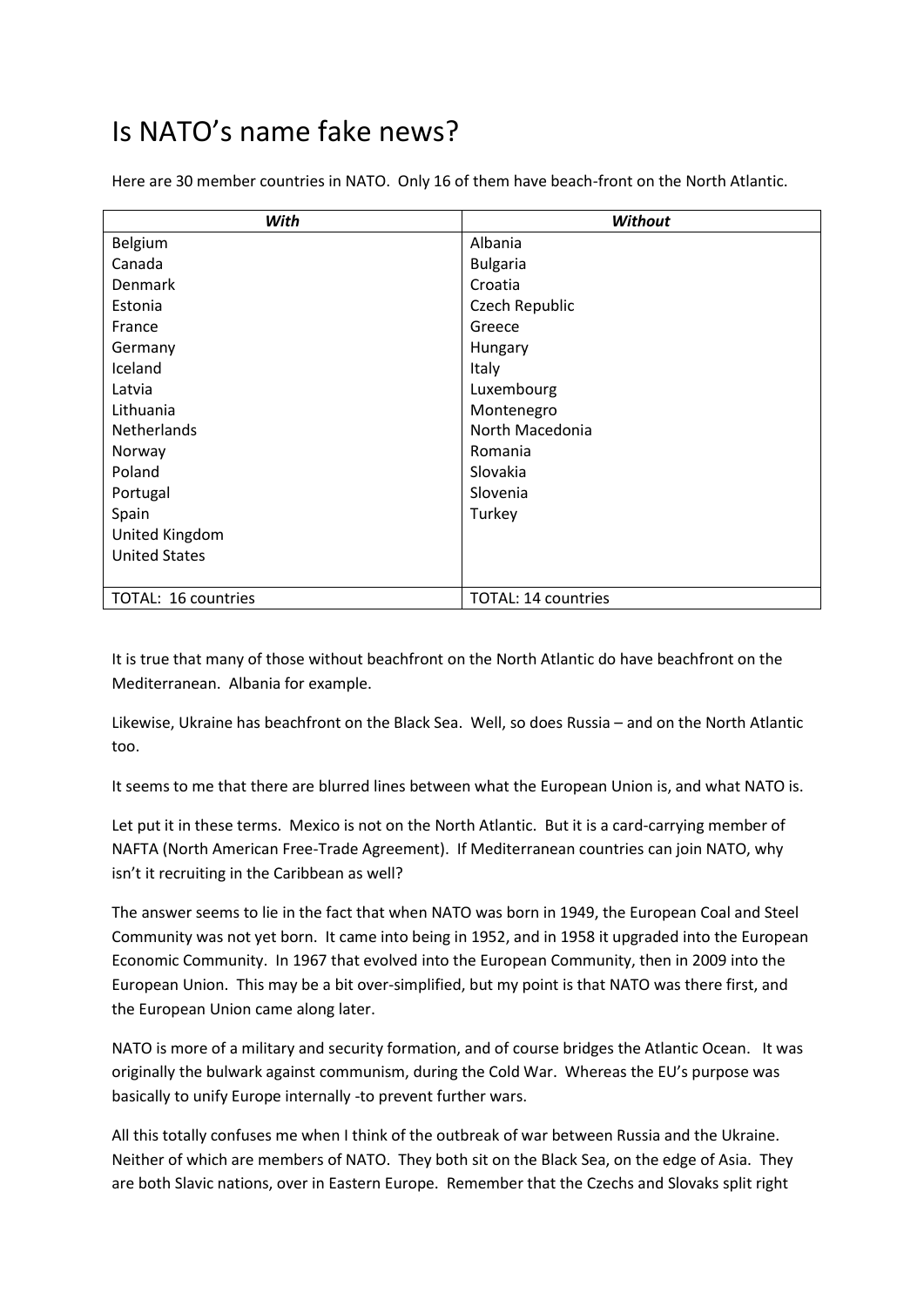# Is NATO's name fake news?

Here are 30 member countries in NATO. Only 16 of them have beach-front on the North Atlantic.

| *With* | *Without* |
|---|---|
| Belgium | Albania |
| Canada | Bulgaria |
| Denmark | Croatia |
| Estonia | Czech Republic |
| France | Greece |
| Germany | Hungary |
| Iceland | Italy |
| Latvia | Luxembourg |
| Lithuania | Montenegro |
| Netherlands | North Macedonia |
| Norway | Romania |
| Poland | Slovakia |
| Portugal | Slovenia |
| Spain | Turkey |
| United Kingdom | |
| United States | |
| | |
| TOTAL: 16 countries | TOTAL: 14 countries |

It is true that many of those without beachfront on the North Atlantic do have beachfront on the Mediterranean. Albania for example.

Likewise, Ukraine has beachfront on the Black Sea. Well, so does Russia – and on the North Atlantic too.

It seems to me that there are blurred lines between what the European Union is, and what NATO is.

Let put it in these terms. Mexico is not on the North Atlantic. But it is a card-carrying member of NAFTA (North American Free-Trade Agreement). If Mediterranean countries can join NATO, why isn't it recruiting in the Caribbean as well?

The answer seems to lie in the fact that when NATO was born in 1949, the European Coal and Steel Community was not yet born. It came into being in 1952, and in 1958 it upgraded into the European Economic Community. In 1967 that evolved into the European Community, then in 2009 into the European Union. This may be a bit over-simplified, but my point is that NATO was there first, and the European Union came along later.

NATO is more of a military and security formation, and of course bridges the Atlantic Ocean. It was originally the bulwark against communism, during the Cold War. Whereas the EU's purpose was basically to unify Europe internally -to prevent further wars.

All this totally confuses me when I think of the outbreak of war between Russia and the Ukraine. Neither of which are members of NATO. They both sit on the Black Sea, on the edge of Asia. They are both Slavic nations, over in Eastern Europe. Remember that the Czechs and Slovaks split right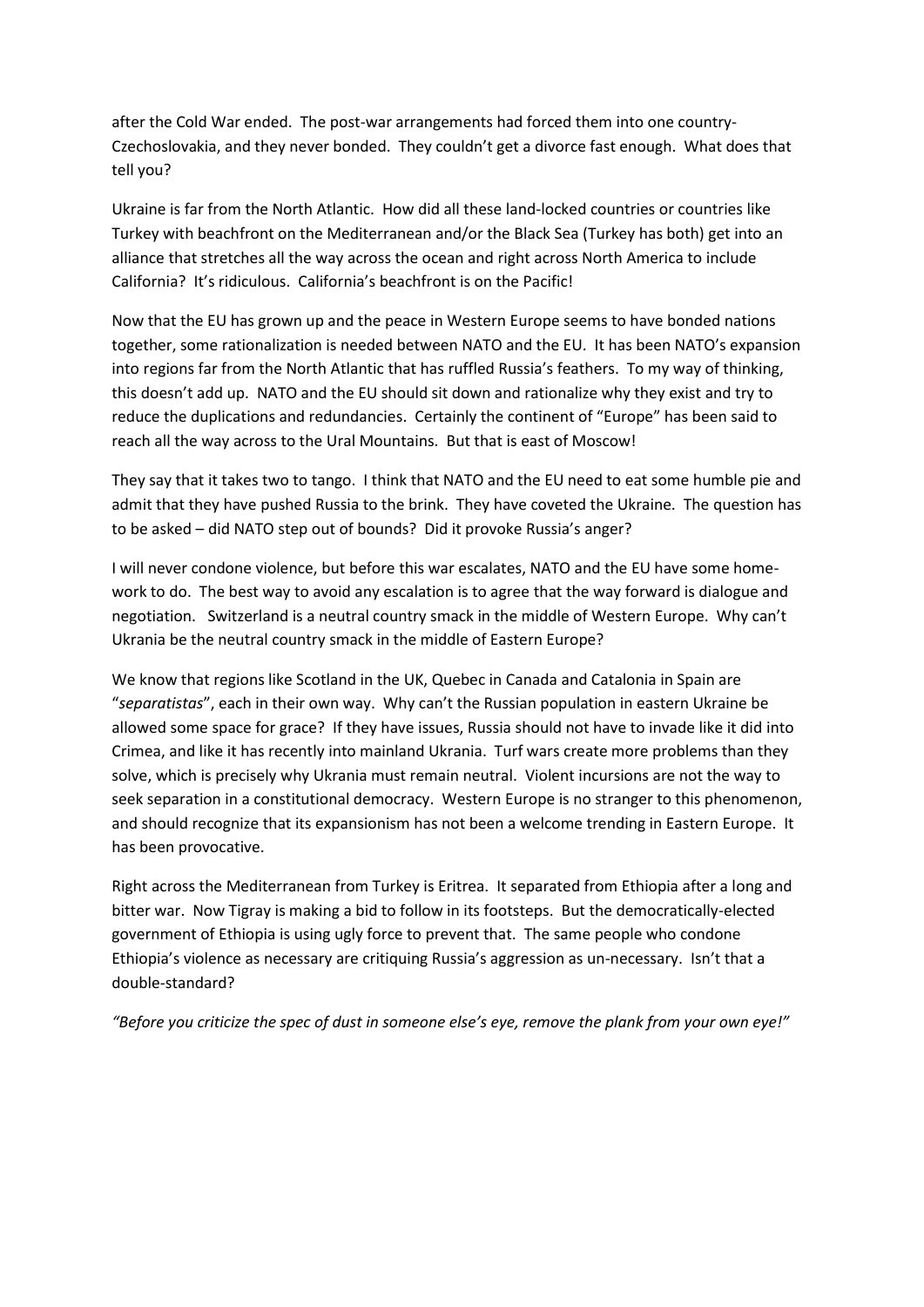after the Cold War ended. The post-war arrangements had forced them into one country- Czechoslovakia, and they never bonded. They couldn't get a divorce fast enough. What does that tell you?

Ukraine is far from the North Atlantic. How did all these land-locked countries or countries like Turkey with beachfront on the Mediterranean and/or the Black Sea (Turkey has both) get into an alliance that stretches all the way across the ocean and right across North America to include California? It's ridiculous. California's beachfront is on the Pacific!

Now that the EU has grown up and the peace in Western Europe seems to have bonded nations together, some rationalization is needed between NATO and the EU. It has been NATO's expansion into regions far from the North Atlantic that has ruffled Russia's feathers. To my way of thinking, this doesn't add up. NATO and the EU should sit down and rationalize why they exist and try to reduce the duplications and redundancies. Certainly the continent of "Europe" has been said to reach all the way across to the Ural Mountains. But that is east of Moscow!

They say that it takes two to tango. I think that NATO and the EU need to eat some humble pie and admit that they have pushed Russia to the brink. They have coveted the Ukraine. The question has to be asked – did NATO step out of bounds? Did it provoke Russia's anger?

I will never condone violence, but before this war escalates, NATO and the EU have some home-work to do. The best way to avoid any escalation is to agree that the way forward is dialogue and negotiation. Switzerland is a neutral country smack in the middle of Western Europe. Why can't Ukrania be the neutral country smack in the middle of Eastern Europe?

We know that regions like Scotland in the UK, Quebec in Canada and Catalonia in Spain are "*separatistas*", each in their own way. Why can't the Russian population in eastern Ukraine be allowed some space for grace? If they have issues, Russia should not have to invade like it did into Crimea, and like it has recently into mainland Ukrania. Turf wars create more problems than they solve, which is precisely why Ukrania must remain neutral. Violent incursions are not the way to seek separation in a constitutional democracy. Western Europe is no stranger to this phenomenon, and should recognize that its expansionism has not been a welcome trending in Eastern Europe. It has been provocative.

Right across the Mediterranean from Turkey is Eritrea. It separated from Ethiopia after a long and bitter war. Now Tigray is making a bid to follow in its footsteps. But the democratically-elected government of Ethiopia is using ugly force to prevent that. The same people who condone Ethiopia's violence as necessary are critiquing Russia's aggression as un-necessary. Isn't that a double-standard?

*"Before you criticize the spec of dust in someone else's eye, remove the plank from your own eye!"*